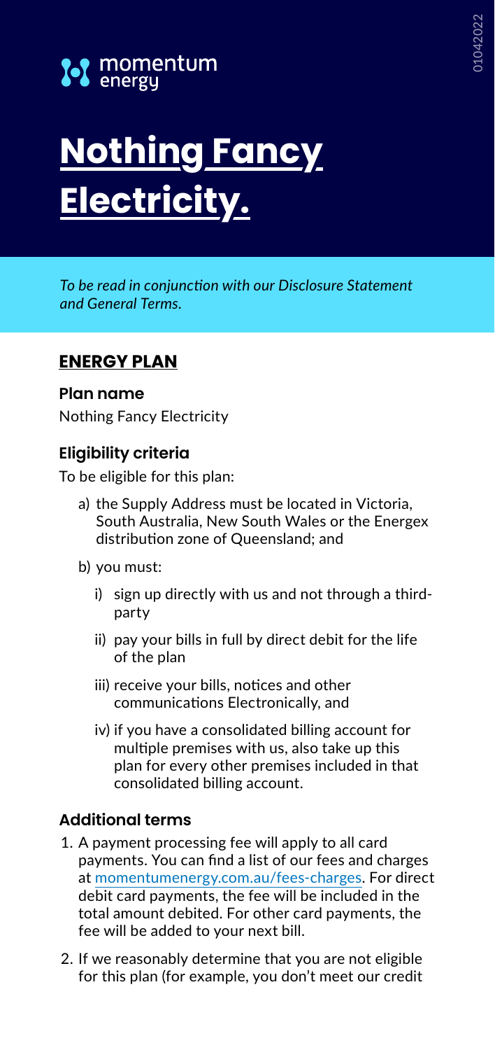momentum energy

# Nothing Fancy Electricity.

*To be read in conjunction with our Disclosure Statement and General Terms.*

## ENERGY PLAN

### Plan name

Nothing Fancy Electricity

### Eligibility criteria

To be eligible for this plan:

a) the Supply Address must be located in Victoria, South Australia, New South Wales or the Energex distribution zone of Queensland; and

b) you must:

   i) sign up directly with us and not through a third-party

   ii) pay your bills in full by direct debit for the life of the plan

   iii) receive your bills, notices and other communications Electronically, and

   iv) if you have a consolidated billing account for multiple premises with us, also take up this plan for every other premises included in that consolidated billing account.

### Additional terms

1. A payment processing fee will apply to all card payments. You can find a list of our fees and charges at momentumenergy.com.au/fees-charges. For direct debit card payments, the fee will be included in the total amount debited. For other card payments, the fee will be added to your next bill.

2. If we reasonably determine that you are not eligible for this plan (for example, you don't meet our credit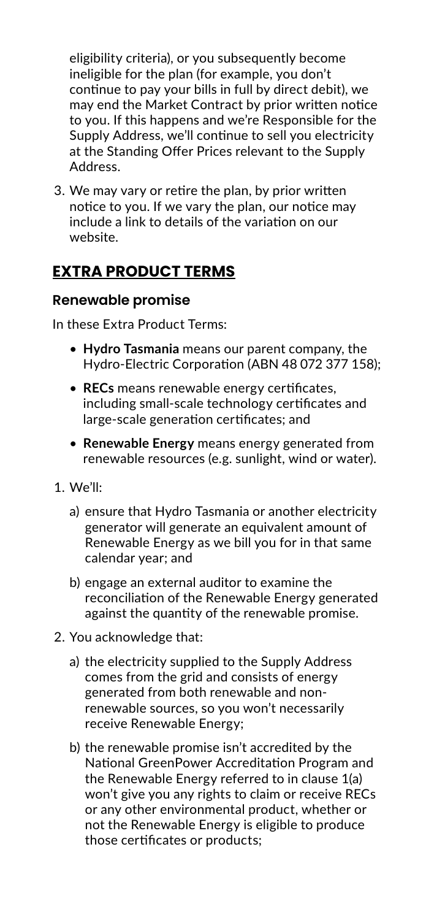eligibility criteria), or you subsequently become ineligible for the plan (for example, you don't continue to pay your bills in full by direct debit), we may end the Market Contract by prior written notice to you. If this happens and we're Responsible for the Supply Address, we'll continue to sell you electricity at the Standing Offer Prices relevant to the Supply Address.

3. We may vary or retire the plan, by prior written notice to you. If we vary the plan, our notice may include a link to details of the variation on our website.

## EXTRA PRODUCT TERMS

### Renewable promise

In these Extra Product Terms:

- **Hydro Tasmania** means our parent company, the Hydro-Electric Corporation (ABN 48 072 377 158);
- **RECs** means renewable energy certificates, including small-scale technology certificates and large-scale generation certificates; and
- **Renewable Energy** means energy generated from renewable resources (e.g. sunlight, wind or water).

1. We'll:
   a) ensure that Hydro Tasmania or another electricity generator will generate an equivalent amount of Renewable Energy as we bill you for in that same calendar year; and
   b) engage an external auditor to examine the reconciliation of the Renewable Energy generated against the quantity of the renewable promise.
2. You acknowledge that:
   a) the electricity supplied to the Supply Address comes from the grid and consists of energy generated from both renewable and non-renewable sources, so you won't necessarily receive Renewable Energy;
   b) the renewable promise isn't accredited by the National GreenPower Accreditation Program and the Renewable Energy referred to in clause 1(a) won't give you any rights to claim or receive RECs or any other environmental product, whether or not the Renewable Energy is eligible to produce those certificates or products;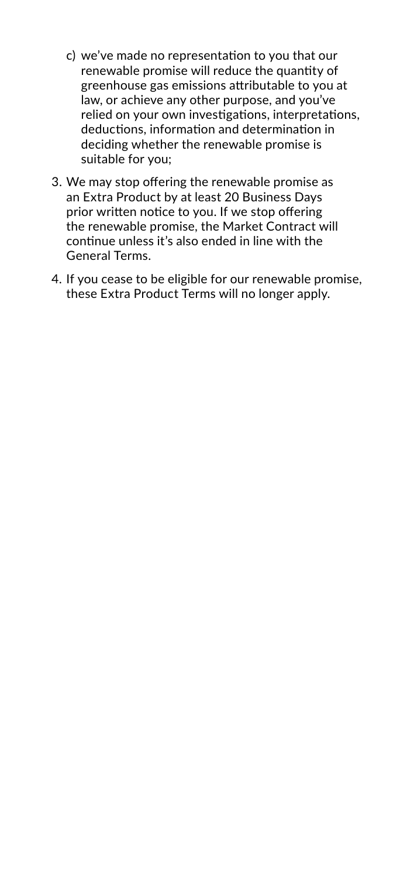c) we've made no representation to you that our renewable promise will reduce the quantity of greenhouse gas emissions attributable to you at law, or achieve any other purpose, and you've relied on your own investigations, interpretations, deductions, information and determination in deciding whether the renewable promise is suitable for you;

3. We may stop offering the renewable promise as an Extra Product by at least 20 Business Days prior written notice to you. If we stop offering the renewable promise, the Market Contract will continue unless it's also ended in line with the General Terms.

4. If you cease to be eligible for our renewable promise, these Extra Product Terms will no longer apply.